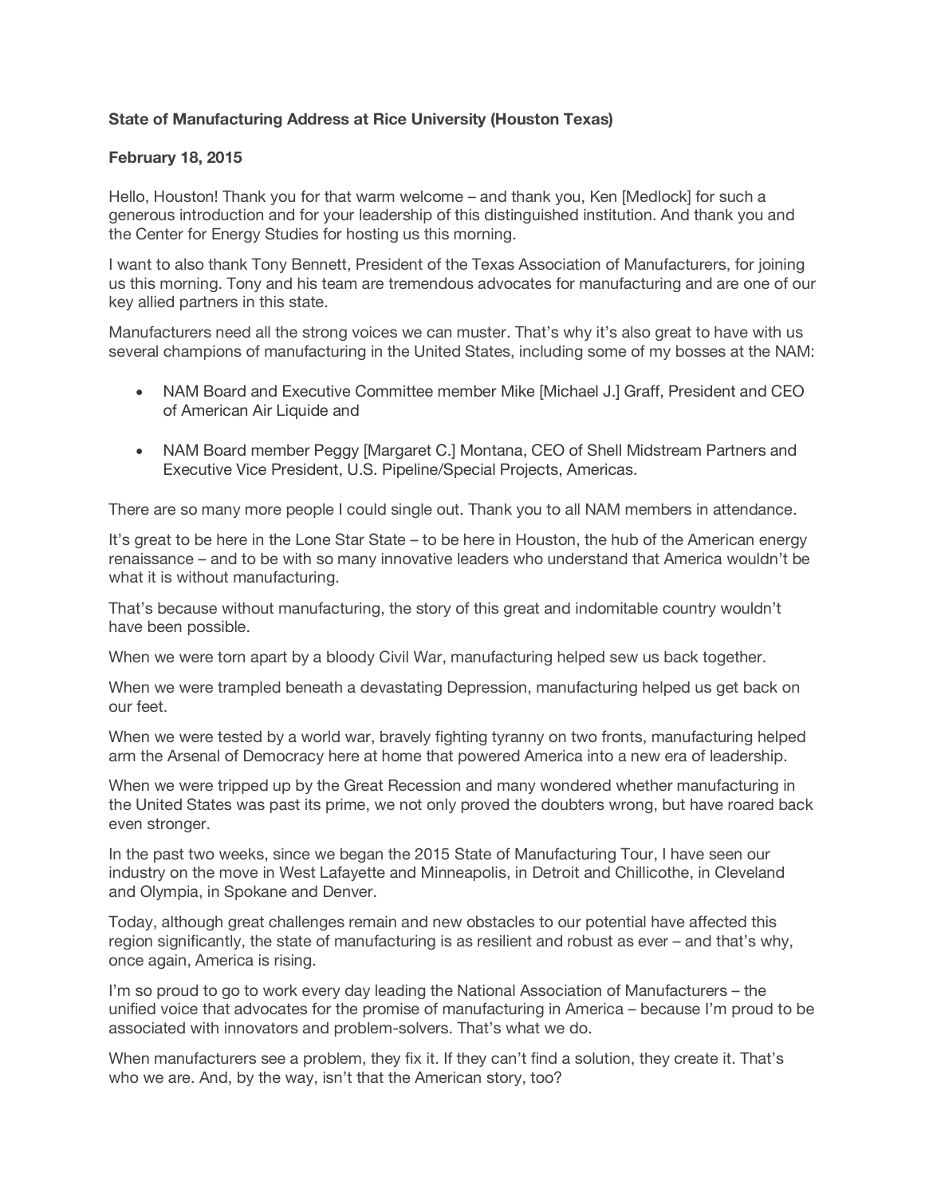**State of Manufacturing Address at Rice University (Houston Texas)**

**February 18, 2015**

Hello, Houston! Thank you for that warm welcome – and thank you, Ken [Medlock] for such a generous introduction and for your leadership of this distinguished institution. And thank you and the Center for Energy Studies for hosting us this morning.

I want to also thank Tony Bennett, President of the Texas Association of Manufacturers, for joining us this morning. Tony and his team are tremendous advocates for manufacturing and are one of our key allied partners in this state.

Manufacturers need all the strong voices we can muster. That's why it's also great to have with us several champions of manufacturing in the United States, including some of my bosses at the NAM:

- NAM Board and Executive Committee member Mike [Michael J.] Graff, President and CEO of American Air Liquide and
- NAM Board member Peggy [Margaret C.] Montana, CEO of Shell Midstream Partners and Executive Vice President, U.S. Pipeline/Special Projects, Americas.

There are so many more people I could single out. Thank you to all NAM members in attendance.

It's great to be here in the Lone Star State – to be here in Houston, the hub of the American energy renaissance – and to be with so many innovative leaders who understand that America wouldn't be what it is without manufacturing.

That's because without manufacturing, the story of this great and indomitable country wouldn't have been possible.

When we were torn apart by a bloody Civil War, manufacturing helped sew us back together.

When we were trampled beneath a devastating Depression, manufacturing helped us get back on our feet.

When we were tested by a world war, bravely fighting tyranny on two fronts, manufacturing helped arm the Arsenal of Democracy here at home that powered America into a new era of leadership.

When we were tripped up by the Great Recession and many wondered whether manufacturing in the United States was past its prime, we not only proved the doubters wrong, but have roared back even stronger.

In the past two weeks, since we began the 2015 State of Manufacturing Tour, I have seen our industry on the move in West Lafayette and Minneapolis, in Detroit and Chillicothe, in Cleveland and Olympia, in Spokane and Denver.

Today, although great challenges remain and new obstacles to our potential have affected this region significantly, the state of manufacturing is as resilient and robust as ever – and that's why, once again, America is rising.

I'm so proud to go to work every day leading the National Association of Manufacturers – the unified voice that advocates for the promise of manufacturing in America – because I'm proud to be associated with innovators and problem-solvers. That's what we do.

When manufacturers see a problem, they fix it. If they can't find a solution, they create it. That's who we are. And, by the way, isn't that the American story, too?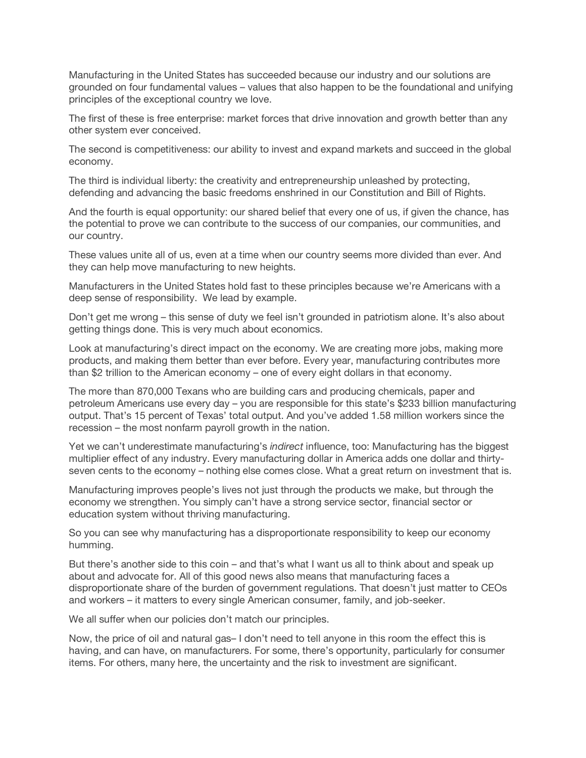Manufacturing in the United States has succeeded because our industry and our solutions are grounded on four fundamental values – values that also happen to be the foundational and unifying principles of the exceptional country we love.

The first of these is free enterprise: market forces that drive innovation and growth better than any other system ever conceived.

The second is competitiveness: our ability to invest and expand markets and succeed in the global economy.

The third is individual liberty: the creativity and entrepreneurship unleashed by protecting, defending and advancing the basic freedoms enshrined in our Constitution and Bill of Rights.

And the fourth is equal opportunity: our shared belief that every one of us, if given the chance, has the potential to prove we can contribute to the success of our companies, our communities, and our country.

These values unite all of us, even at a time when our country seems more divided than ever. And they can help move manufacturing to new heights.

Manufacturers in the United States hold fast to these principles because we're Americans with a deep sense of responsibility. We lead by example.

Don't get me wrong – this sense of duty we feel isn't grounded in patriotism alone. It's also about getting things done. This is very much about economics.

Look at manufacturing's direct impact on the economy. We are creating more jobs, making more products, and making them better than ever before. Every year, manufacturing contributes more than $2 trillion to the American economy – one of every eight dollars in that economy.

The more than 870,000 Texans who are building cars and producing chemicals, paper and petroleum Americans use every day – you are responsible for this state's $233 billion manufacturing output. That's 15 percent of Texas' total output. And you've added 1.58 million workers since the recession – the most nonfarm payroll growth in the nation.

Yet we can't underestimate manufacturing's *indirect* influence, too: Manufacturing has the biggest multiplier effect of any industry. Every manufacturing dollar in America adds one dollar and thirty-seven cents to the economy – nothing else comes close. What a great return on investment that is.

Manufacturing improves people's lives not just through the products we make, but through the economy we strengthen. You simply can't have a strong service sector, financial sector or education system without thriving manufacturing.

So you can see why manufacturing has a disproportionate responsibility to keep our economy humming.

But there's another side to this coin – and that's what I want us all to think about and speak up about and advocate for. All of this good news also means that manufacturing faces a disproportionate share of the burden of government regulations. That doesn't just matter to CEOs and workers – it matters to every single American consumer, family, and job-seeker.

We all suffer when our policies don't match our principles.

Now, the price of oil and natural gas– I don't need to tell anyone in this room the effect this is having, and can have, on manufacturers. For some, there's opportunity, particularly for consumer items. For others, many here, the uncertainty and the risk to investment are significant.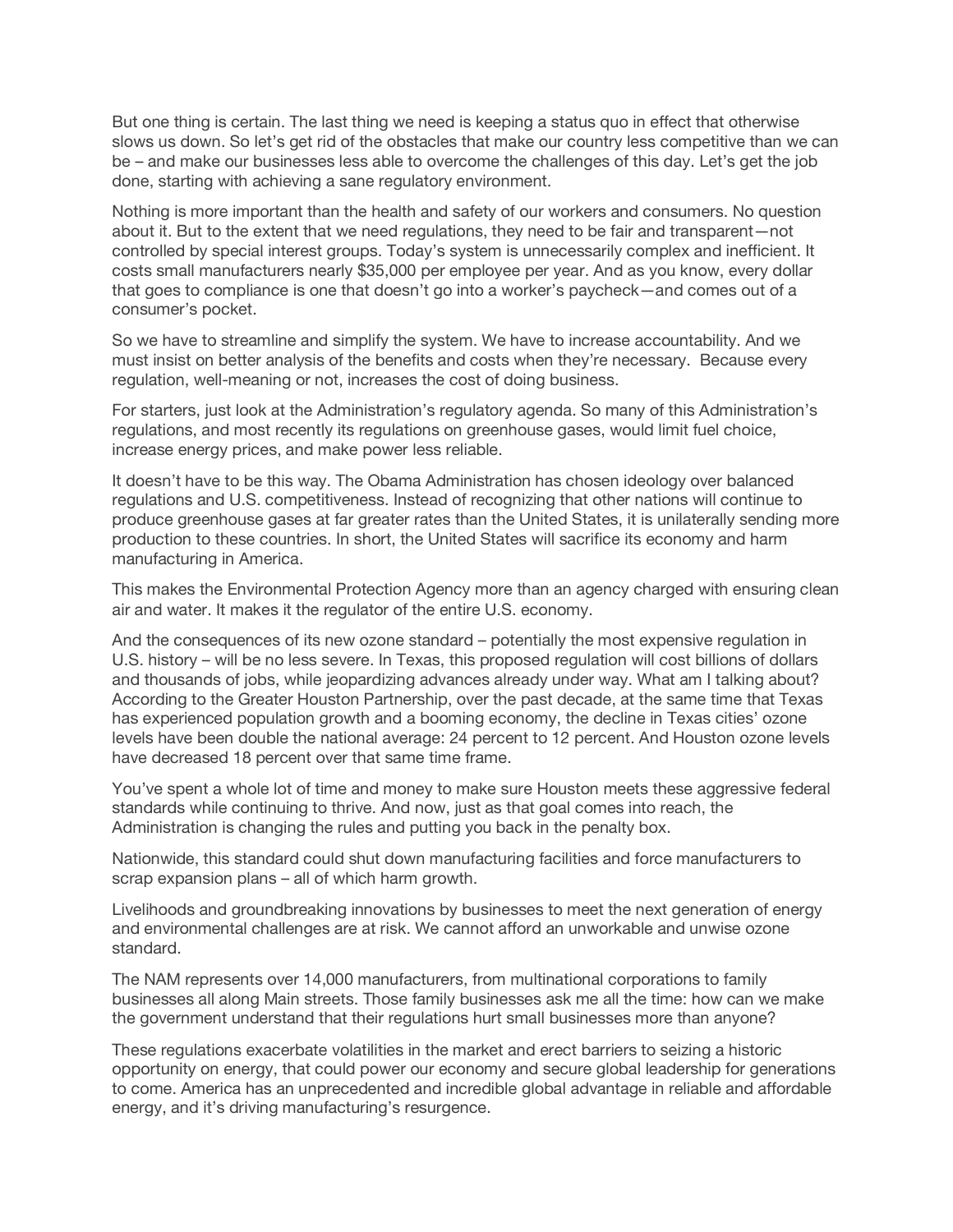But one thing is certain. The last thing we need is keeping a status quo in effect that otherwise slows us down. So let's get rid of the obstacles that make our country less competitive than we can be – and make our businesses less able to overcome the challenges of this day. Let's get the job done, starting with achieving a sane regulatory environment.

Nothing is more important than the health and safety of our workers and consumers. No question about it. But to the extent that we need regulations, they need to be fair and transparent—not controlled by special interest groups. Today's system is unnecessarily complex and inefficient. It costs small manufacturers nearly $35,000 per employee per year. And as you know, every dollar that goes to compliance is one that doesn't go into a worker's paycheck—and comes out of a consumer's pocket.

So we have to streamline and simplify the system. We have to increase accountability. And we must insist on better analysis of the benefits and costs when they're necessary. Because every regulation, well-meaning or not, increases the cost of doing business.

For starters, just look at the Administration's regulatory agenda. So many of this Administration's regulations, and most recently its regulations on greenhouse gases, would limit fuel choice, increase energy prices, and make power less reliable.

It doesn't have to be this way. The Obama Administration has chosen ideology over balanced regulations and U.S. competitiveness. Instead of recognizing that other nations will continue to produce greenhouse gases at far greater rates than the United States, it is unilaterally sending more production to these countries. In short, the United States will sacrifice its economy and harm manufacturing in America.

This makes the Environmental Protection Agency more than an agency charged with ensuring clean air and water. It makes it the regulator of the entire U.S. economy.

And the consequences of its new ozone standard – potentially the most expensive regulation in U.S. history – will be no less severe. In Texas, this proposed regulation will cost billions of dollars and thousands of jobs, while jeopardizing advances already under way. What am I talking about? According to the Greater Houston Partnership, over the past decade, at the same time that Texas has experienced population growth and a booming economy, the decline in Texas cities' ozone levels have been double the national average: 24 percent to 12 percent. And Houston ozone levels have decreased 18 percent over that same time frame.

You've spent a whole lot of time and money to make sure Houston meets these aggressive federal standards while continuing to thrive. And now, just as that goal comes into reach, the Administration is changing the rules and putting you back in the penalty box.

Nationwide, this standard could shut down manufacturing facilities and force manufacturers to scrap expansion plans – all of which harm growth.

Livelihoods and groundbreaking innovations by businesses to meet the next generation of energy and environmental challenges are at risk. We cannot afford an unworkable and unwise ozone standard.

The NAM represents over 14,000 manufacturers, from multinational corporations to family businesses all along Main streets. Those family businesses ask me all the time: how can we make the government understand that their regulations hurt small businesses more than anyone?

These regulations exacerbate volatilities in the market and erect barriers to seizing a historic opportunity on energy, that could power our economy and secure global leadership for generations to come. America has an unprecedented and incredible global advantage in reliable and affordable energy, and it's driving manufacturing's resurgence.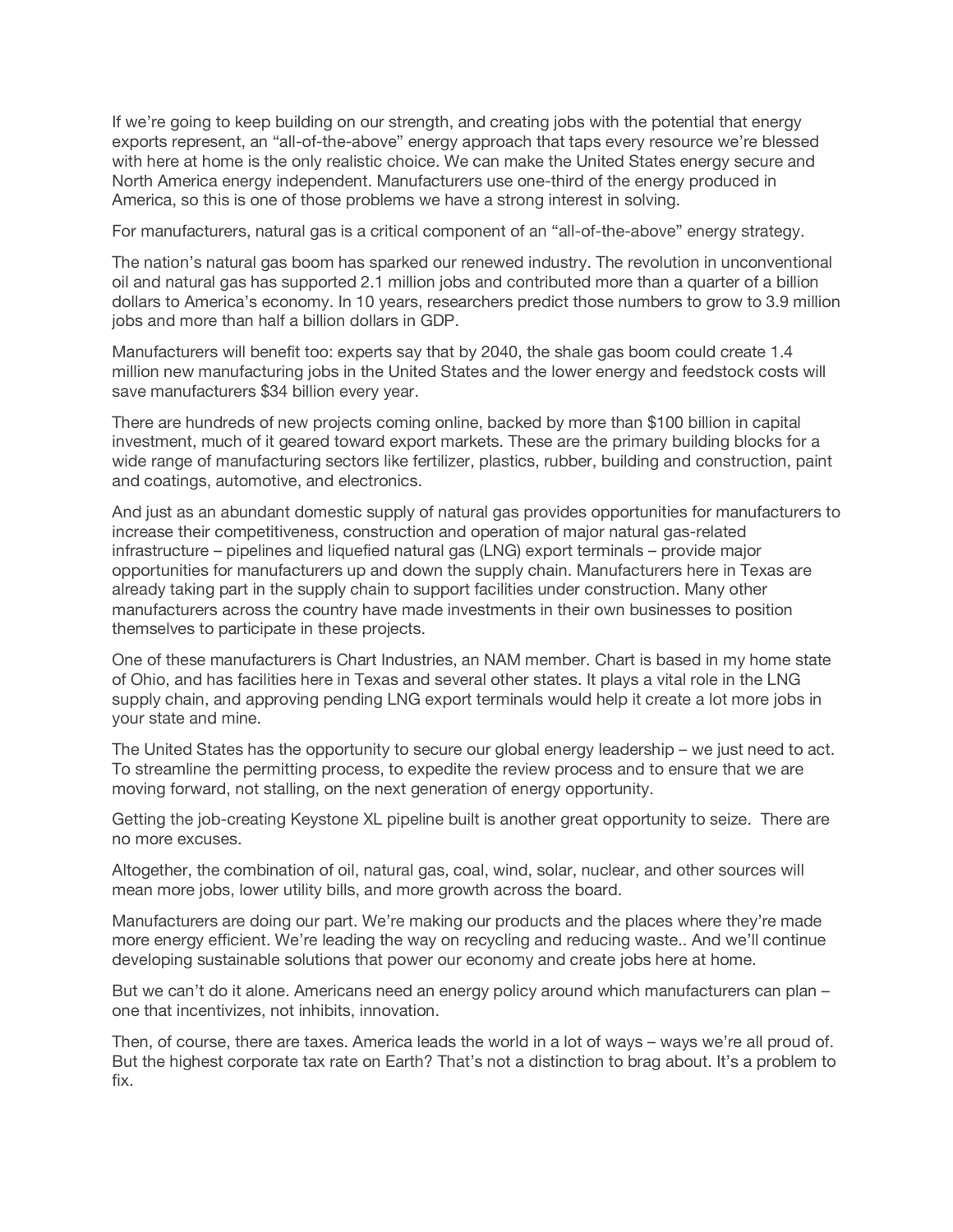If we're going to keep building on our strength, and creating jobs with the potential that energy exports represent, an "all-of-the-above" energy approach that taps every resource we're blessed with here at home is the only realistic choice. We can make the United States energy secure and North America energy independent. Manufacturers use one-third of the energy produced in America, so this is one of those problems we have a strong interest in solving.

For manufacturers, natural gas is a critical component of an "all-of-the-above" energy strategy.

The nation's natural gas boom has sparked our renewed industry. The revolution in unconventional oil and natural gas has supported 2.1 million jobs and contributed more than a quarter of a billion dollars to America's economy. In 10 years, researchers predict those numbers to grow to 3.9 million jobs and more than half a billion dollars in GDP.

Manufacturers will benefit too: experts say that by 2040, the shale gas boom could create 1.4 million new manufacturing jobs in the United States and the lower energy and feedstock costs will save manufacturers $34 billion every year.

There are hundreds of new projects coming online, backed by more than $100 billion in capital investment, much of it geared toward export markets. These are the primary building blocks for a wide range of manufacturing sectors like fertilizer, plastics, rubber, building and construction, paint and coatings, automotive, and electronics.

And just as an abundant domestic supply of natural gas provides opportunities for manufacturers to increase their competitiveness, construction and operation of major natural gas-related infrastructure – pipelines and liquefied natural gas (LNG) export terminals – provide major opportunities for manufacturers up and down the supply chain. Manufacturers here in Texas are already taking part in the supply chain to support facilities under construction. Many other manufacturers across the country have made investments in their own businesses to position themselves to participate in these projects.

One of these manufacturers is Chart Industries, an NAM member. Chart is based in my home state of Ohio, and has facilities here in Texas and several other states. It plays a vital role in the LNG supply chain, and approving pending LNG export terminals would help it create a lot more jobs in your state and mine.

The United States has the opportunity to secure our global energy leadership – we just need to act. To streamline the permitting process, to expedite the review process and to ensure that we are moving forward, not stalling, on the next generation of energy opportunity.

Getting the job-creating Keystone XL pipeline built is another great opportunity to seize. There are no more excuses.

Altogether, the combination of oil, natural gas, coal, wind, solar, nuclear, and other sources will mean more jobs, lower utility bills, and more growth across the board.

Manufacturers are doing our part. We're making our products and the places where they're made more energy efficient. We're leading the way on recycling and reducing waste.. And we'll continue developing sustainable solutions that power our economy and create jobs here at home.

But we can't do it alone. Americans need an energy policy around which manufacturers can plan – one that incentivizes, not inhibits, innovation.

Then, of course, there are taxes. America leads the world in a lot of ways – ways we're all proud of. But the highest corporate tax rate on Earth? That's not a distinction to brag about. It's a problem to fix.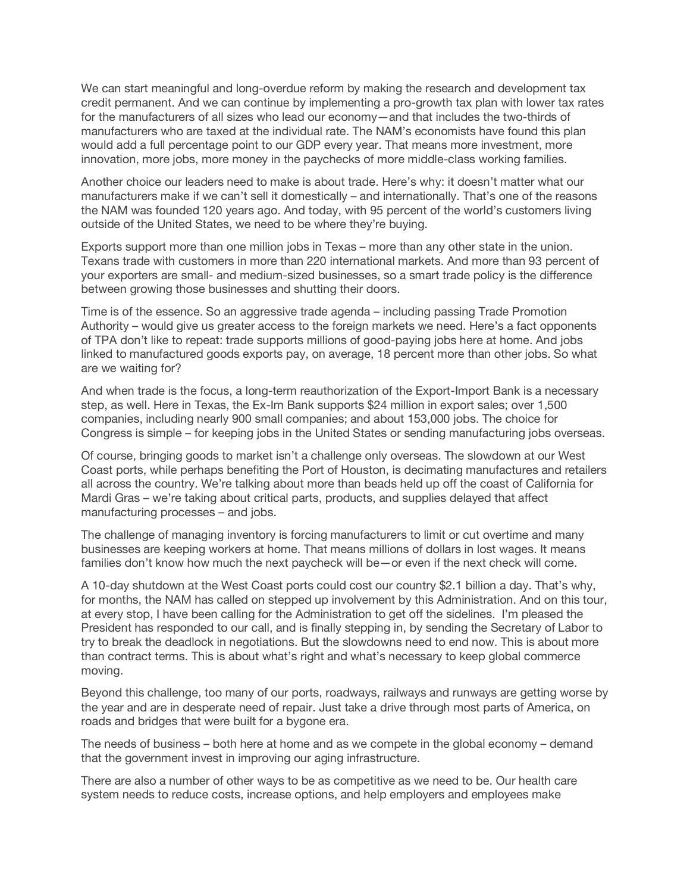We can start meaningful and long-overdue reform by making the research and development tax credit permanent. And we can continue by implementing a pro-growth tax plan with lower tax rates for the manufacturers of all sizes who lead our economy—and that includes the two-thirds of manufacturers who are taxed at the individual rate. The NAM's economists have found this plan would add a full percentage point to our GDP every year. That means more investment, more innovation, more jobs, more money in the paychecks of more middle-class working families.

Another choice our leaders need to make is about trade. Here's why: it doesn't matter what our manufacturers make if we can't sell it domestically – and internationally. That's one of the reasons the NAM was founded 120 years ago. And today, with 95 percent of the world's customers living outside of the United States, we need to be where they're buying.

Exports support more than one million jobs in Texas – more than any other state in the union. Texans trade with customers in more than 220 international markets. And more than 93 percent of your exporters are small- and medium-sized businesses, so a smart trade policy is the difference between growing those businesses and shutting their doors.

Time is of the essence. So an aggressive trade agenda – including passing Trade Promotion Authority – would give us greater access to the foreign markets we need. Here's a fact opponents of TPA don't like to repeat: trade supports millions of good-paying jobs here at home. And jobs linked to manufactured goods exports pay, on average, 18 percent more than other jobs. So what are we waiting for?

And when trade is the focus, a long-term reauthorization of the Export-Import Bank is a necessary step, as well. Here in Texas, the Ex-Im Bank supports $24 million in export sales; over 1,500 companies, including nearly 900 small companies; and about 153,000 jobs. The choice for Congress is simple – for keeping jobs in the United States or sending manufacturing jobs overseas.

Of course, bringing goods to market isn't a challenge only overseas. The slowdown at our West Coast ports, while perhaps benefiting the Port of Houston, is decimating manufactures and retailers all across the country. We're talking about more than beads held up off the coast of California for Mardi Gras – we're taking about critical parts, products, and supplies delayed that affect manufacturing processes – and jobs.

The challenge of managing inventory is forcing manufacturers to limit or cut overtime and many businesses are keeping workers at home. That means millions of dollars in lost wages. It means families don't know how much the next paycheck will be—or even if the next check will come.

A 10-day shutdown at the West Coast ports could cost our country $2.1 billion a day. That's why, for months, the NAM has called on stepped up involvement by this Administration. And on this tour, at every stop, I have been calling for the Administration to get off the sidelines. I'm pleased the President has responded to our call, and is finally stepping in, by sending the Secretary of Labor to try to break the deadlock in negotiations. But the slowdowns need to end now. This is about more than contract terms. This is about what's right and what's necessary to keep global commerce moving.

Beyond this challenge, too many of our ports, roadways, railways and runways are getting worse by the year and are in desperate need of repair. Just take a drive through most parts of America, on roads and bridges that were built for a bygone era.

The needs of business – both here at home and as we compete in the global economy – demand that the government invest in improving our aging infrastructure.

There are also a number of other ways to be as competitive as we need to be. Our health care system needs to reduce costs, increase options, and help employers and employees make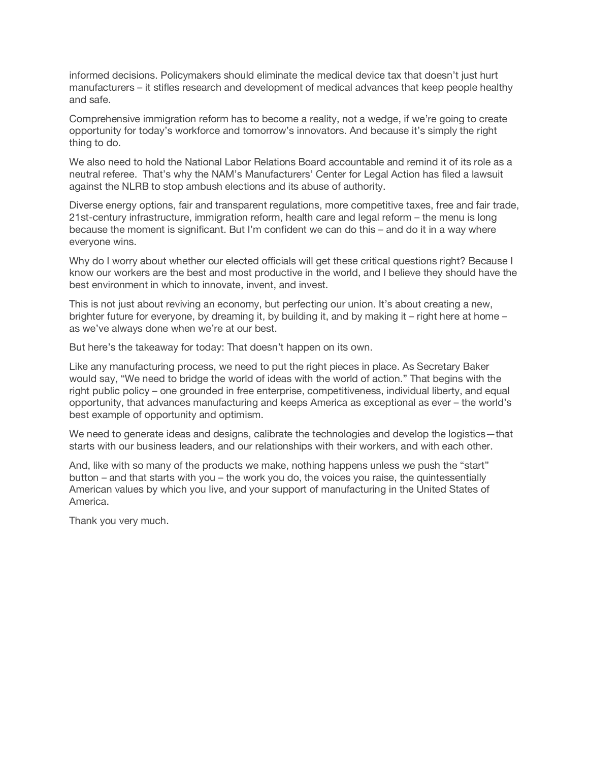informed decisions. Policymakers should eliminate the medical device tax that doesn't just hurt manufacturers – it stifles research and development of medical advances that keep people healthy and safe.

Comprehensive immigration reform has to become a reality, not a wedge, if we're going to create opportunity for today's workforce and tomorrow's innovators. And because it's simply the right thing to do.

We also need to hold the National Labor Relations Board accountable and remind it of its role as a neutral referee. That's why the NAM's Manufacturers' Center for Legal Action has filed a lawsuit against the NLRB to stop ambush elections and its abuse of authority.

Diverse energy options, fair and transparent regulations, more competitive taxes, free and fair trade, 21st-century infrastructure, immigration reform, health care and legal reform – the menu is long because the moment is significant. But I'm confident we can do this – and do it in a way where everyone wins.

Why do I worry about whether our elected officials will get these critical questions right? Because I know our workers are the best and most productive in the world, and I believe they should have the best environment in which to innovate, invent, and invest.

This is not just about reviving an economy, but perfecting our union. It's about creating a new, brighter future for everyone, by dreaming it, by building it, and by making it – right here at home – as we've always done when we're at our best.

But here's the takeaway for today: That doesn't happen on its own.

Like any manufacturing process, we need to put the right pieces in place. As Secretary Baker would say, "We need to bridge the world of ideas with the world of action." That begins with the right public policy – one grounded in free enterprise, competitiveness, individual liberty, and equal opportunity, that advances manufacturing and keeps America as exceptional as ever – the world's best example of opportunity and optimism.

We need to generate ideas and designs, calibrate the technologies and develop the logistics—that starts with our business leaders, and our relationships with their workers, and with each other.

And, like with so many of the products we make, nothing happens unless we push the "start" button – and that starts with you – the work you do, the voices you raise, the quintessentially American values by which you live, and your support of manufacturing in the United States of America.

Thank you very much.